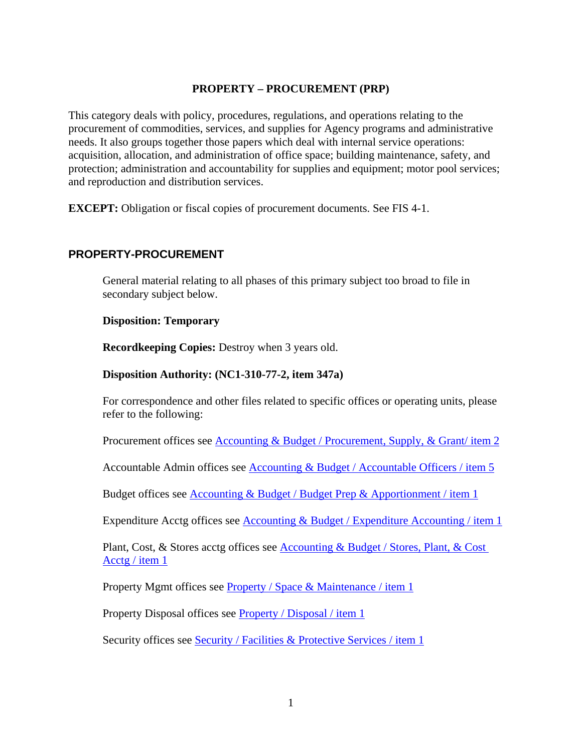# PROPERTY – PROCUREMENT (PRP)

This category deals with policy, procedures, regulations, and operations relating to the procurement of commodities, services, and supplies for Agency programs and administrative needs. It also groups together those papers which deal with internal service operations: acquisition, allocation, and administration of office space; building maintenance, safety, and protection; administration and accountability for supplies and equipment; motor pool services; and reproduction and distribution services.

**EXCEPT:** Obligation or fiscal copies of procurement documents. See FIS 4-1.

## PROPERTY-PROCUREMENT

General material relating to all phases of this primary subject too broad to file in secondary subject below.

**Disposition: Temporary**

**Recordkeeping Copies:** Destroy when 3 years old.

**Disposition Authority: (NC1-310-77-2, item 347a)**

For correspondence and other files related to specific offices or operating units, please refer to the following:

Procurement offices see Accounting & Budget / Procurement, Supply, & Grant/ item 2

Accountable Admin offices see Accounting & Budget / Accountable Officers / item 5

Budget offices see Accounting & Budget / Budget Prep & Apportionment / item 1

Expenditure Acctg offices see Accounting & Budget / Expenditure Accounting / item 1

Plant, Cost, & Stores acctg offices see Accounting & Budget / Stores, Plant, & Cost Acctg / item 1

Property Mgmt offices see Property / Space & Maintenance / item 1

Property Disposal offices see Property / Disposal / item 1

Security offices see Security / Facilities & Protective Services / item 1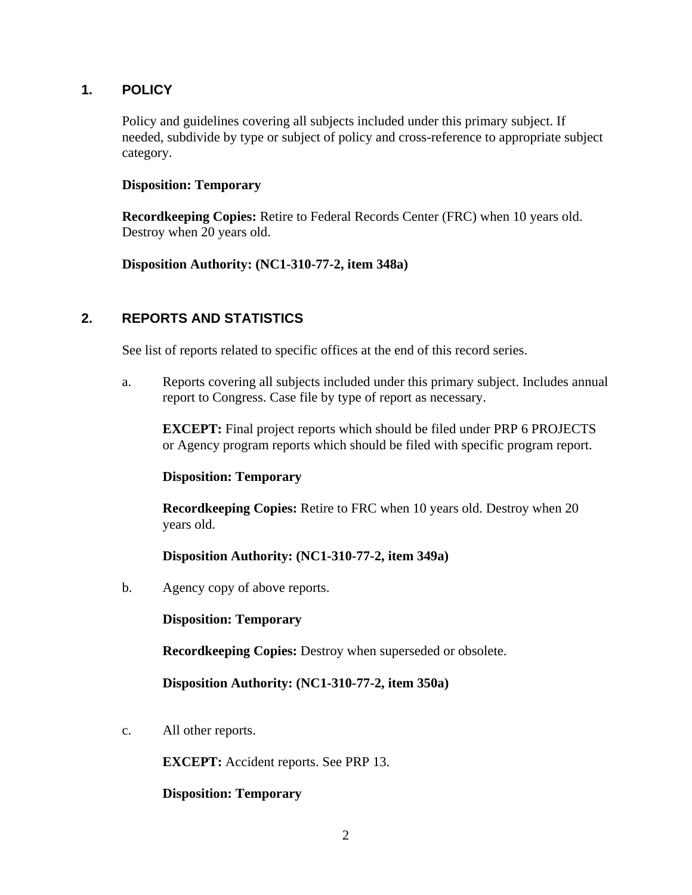## 1. POLICY

Policy and guidelines covering all subjects included under this primary subject. If needed, subdivide by type or subject of policy and cross-reference to appropriate subject category.

**Disposition: Temporary**

**Recordkeeping Copies:** Retire to Federal Records Center (FRC) when 10 years old. Destroy when 20 years old.

**Disposition Authority: (NC1-310-77-2, item 348a)**

## 2. REPORTS AND STATISTICS

See list of reports related to specific offices at the end of this record series.

a. Reports covering all subjects included under this primary subject. Includes annual report to Congress. Case file by type of report as necessary.

   **EXCEPT:** Final project reports which should be filed under PRP 6 PROJECTS or Agency program reports which should be filed with specific program report.

   **Disposition: Temporary**

   **Recordkeeping Copies:** Retire to FRC when 10 years old. Destroy when 20 years old.

   **Disposition Authority: (NC1-310-77-2, item 349a)**

b. Agency copy of above reports.

   **Disposition: Temporary**

   **Recordkeeping Copies:** Destroy when superseded or obsolete.

   **Disposition Authority: (NC1-310-77-2, item 350a)**

c. All other reports.

   **EXCEPT:** Accident reports. See PRP 13.

   **Disposition: Temporary**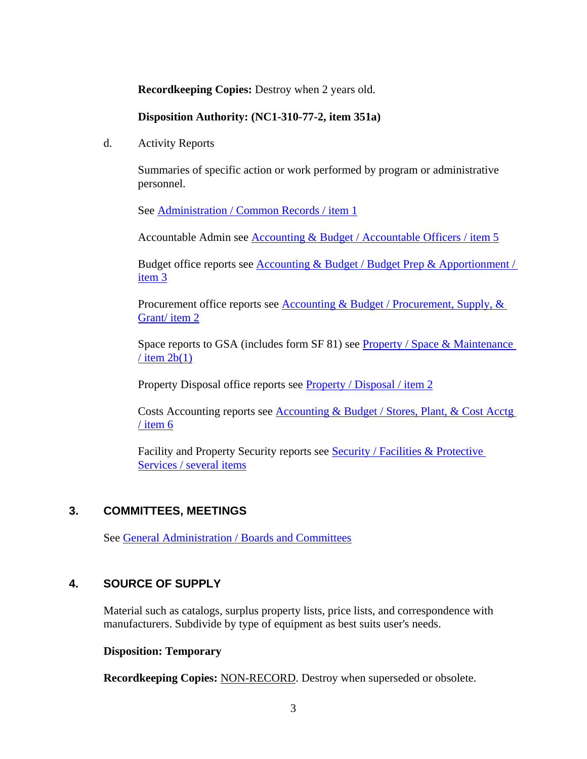**Recordkeeping Copies:** Destroy when 2 years old.

**Disposition Authority: (NC1-310-77-2, item 351a)**

d. Activity Reports

Summaries of specific action or work performed by program or administrative personnel.

See Administration / Common Records / item 1

Accountable Admin see Accounting & Budget / Accountable Officers / item 5

Budget office reports see Accounting & Budget / Budget Prep & Apportionment / item 3

Procurement office reports see Accounting & Budget / Procurement, Supply, & Grant/ item 2

Space reports to GSA (includes form SF 81) see Property / Space & Maintenance / item 2b(1)

Property Disposal office reports see Property / Disposal / item 2

Costs Accounting reports see Accounting & Budget / Stores, Plant, & Cost Acctg / item 6

Facility and Property Security reports see Security / Facilities & Protective Services / several items

## 3. COMMITTEES, MEETINGS

See General Administration / Boards and Committees

## 4. SOURCE OF SUPPLY

Material such as catalogs, surplus property lists, price lists, and correspondence with manufacturers. Subdivide by type of equipment as best suits user's needs.

**Disposition: Temporary**

**Recordkeeping Copies:** NON-RECORD. Destroy when superseded or obsolete.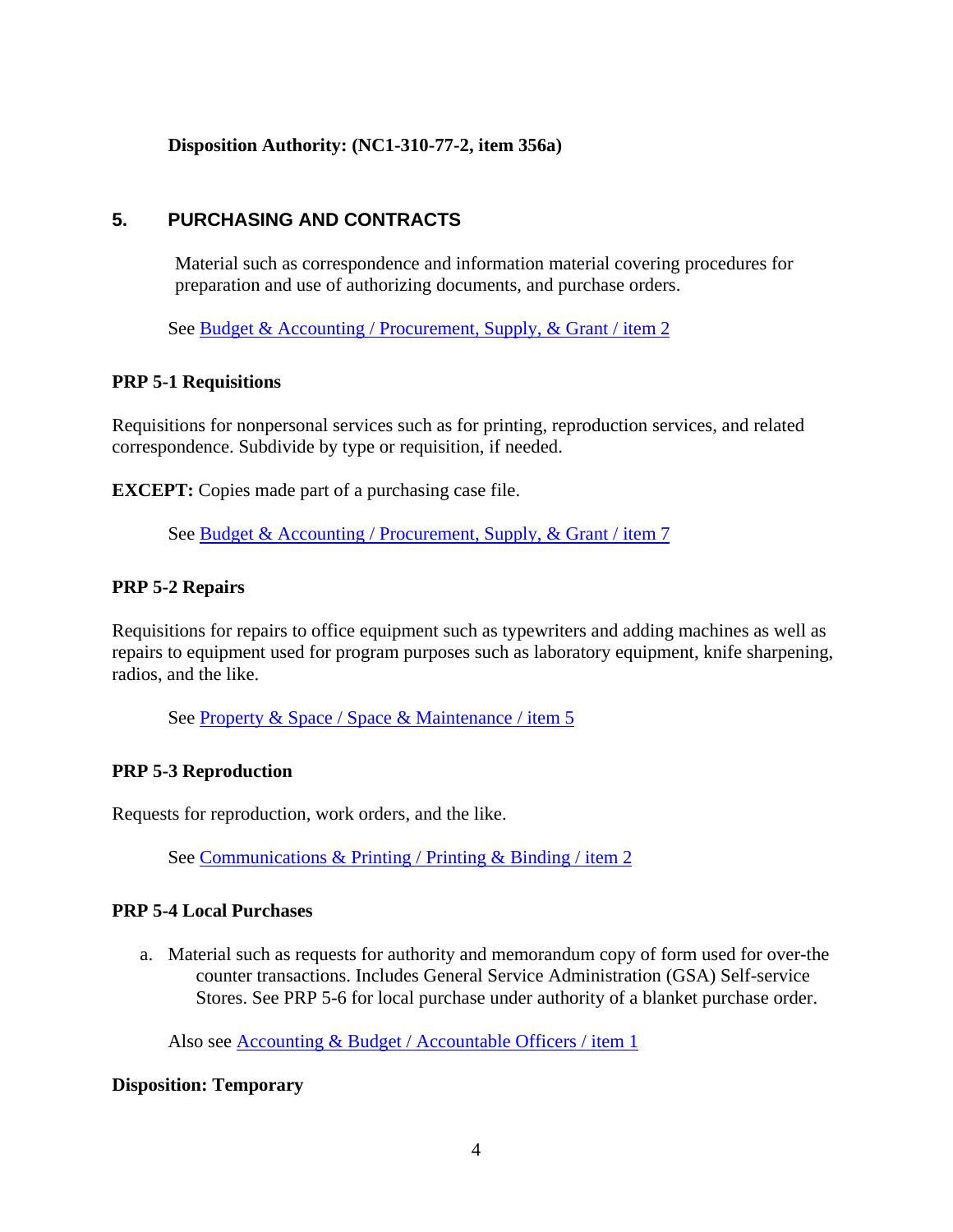**Disposition Authority: (NC1-310-77-2, item 356a)**

## 5. PURCHASING AND CONTRACTS

Material such as correspondence and information material covering procedures for preparation and use of authorizing documents, and purchase orders.

See Budget & Accounting / Procurement, Supply, & Grant / item 2

### PRP 5-1 Requisitions

Requisitions for nonpersonal services such as for printing, reproduction services, and related correspondence. Subdivide by type or requisition, if needed.

**EXCEPT:** Copies made part of a purchasing case file.

See Budget & Accounting / Procurement, Supply, & Grant / item 7

### PRP 5-2 Repairs

Requisitions for repairs to office equipment such as typewriters and adding machines as well as repairs to equipment used for program purposes such as laboratory equipment, knife sharpening, radios, and the like.

See Property & Space / Space & Maintenance / item 5

### PRP 5-3 Reproduction

Requests for reproduction, work orders, and the like.

See Communications & Printing / Printing & Binding / item 2

### PRP 5-4 Local Purchases

a. Material such as requests for authority and memorandum copy of form used for over-the counter transactions. Includes General Service Administration (GSA) Self-service Stores. See PRP 5-6 for local purchase under authority of a blanket purchase order.

Also see Accounting & Budget / Accountable Officers / item 1

**Disposition: Temporary**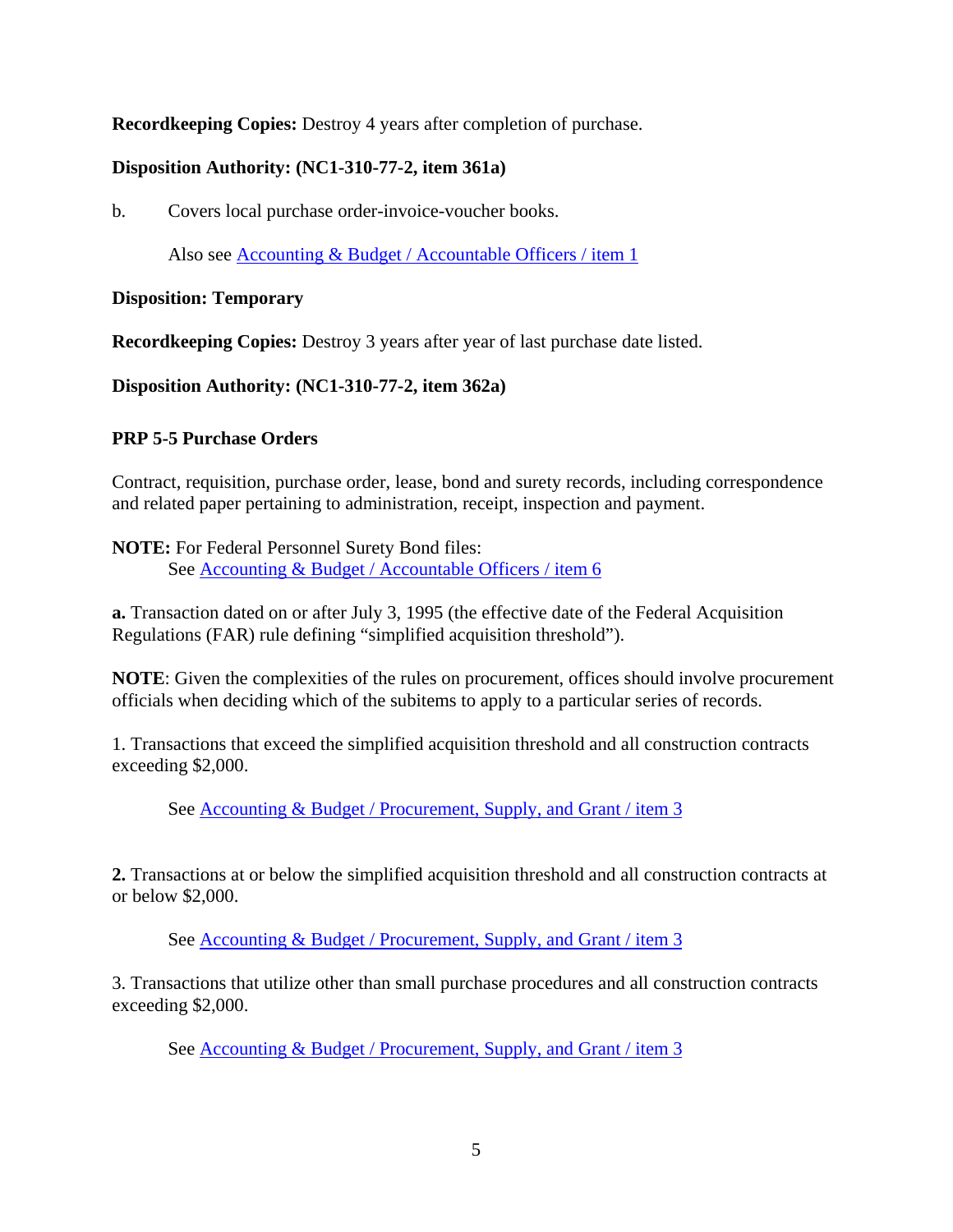**Recordkeeping Copies:** Destroy 4 years after completion of purchase.

**Disposition Authority: (NC1-310-77-2, item 361a)**

b. Covers local purchase order-invoice-voucher books.

Also see Accounting & Budget / Accountable Officers / item 1

**Disposition: Temporary**

**Recordkeeping Copies:** Destroy 3 years after year of last purchase date listed.

**Disposition Authority: (NC1-310-77-2, item 362a)**

**PRP 5-5 Purchase Orders**

Contract, requisition, purchase order, lease, bond and surety records, including correspondence and related paper pertaining to administration, receipt, inspection and payment.

**NOTE:** For Federal Personnel Surety Bond files:
See Accounting & Budget / Accountable Officers / item 6

**a.** Transaction dated on or after July 3, 1995 (the effective date of the Federal Acquisition Regulations (FAR) rule defining "simplified acquisition threshold").

**NOTE**: Given the complexities of the rules on procurement, offices should involve procurement officials when deciding which of the subitems to apply to a particular series of records.

1. Transactions that exceed the simplified acquisition threshold and all construction contracts exceeding $2,000.

See Accounting & Budget / Procurement, Supply, and Grant / item 3

**2.** Transactions at or below the simplified acquisition threshold and all construction contracts at or below $2,000.

See Accounting & Budget / Procurement, Supply, and Grant / item 3

3. Transactions that utilize other than small purchase procedures and all construction contracts exceeding $2,000.

See Accounting & Budget / Procurement, Supply, and Grant / item 3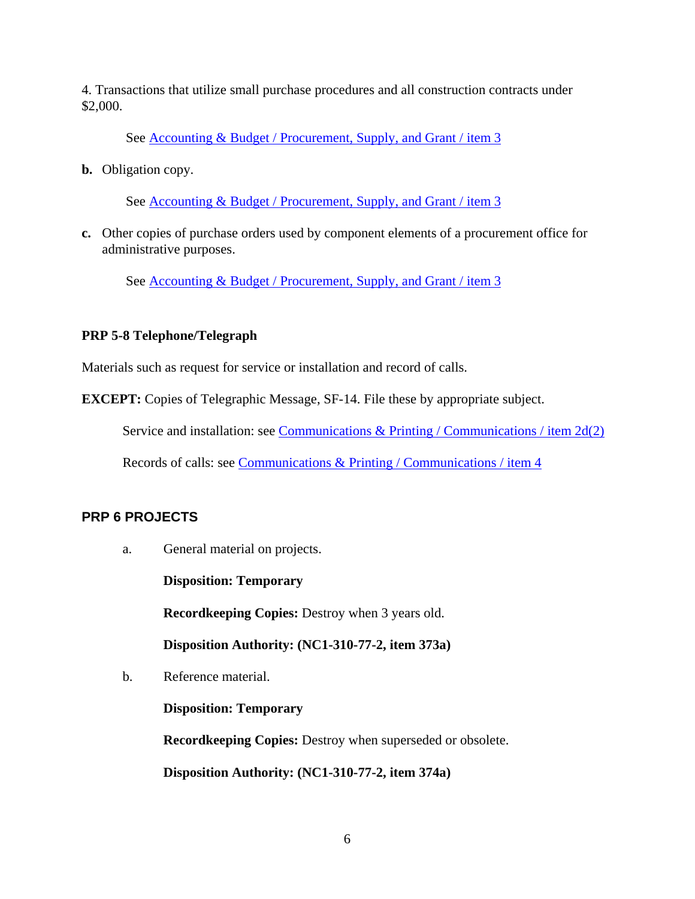4. Transactions that utilize small purchase procedures and all construction contracts under $2,000.

See Accounting & Budget / Procurement, Supply, and Grant / item 3

**b.** Obligation copy.

See Accounting & Budget / Procurement, Supply, and Grant / item 3

**c.** Other copies of purchase orders used by component elements of a procurement office for administrative purposes.

See Accounting & Budget / Procurement, Supply, and Grant / item 3

**PRP 5-8 Telephone/Telegraph**

Materials such as request for service or installation and record of calls.

**EXCEPT:** Copies of Telegraphic Message, SF-14. File these by appropriate subject.

Service and installation: see Communications & Printing / Communications / item 2d(2)

Records of calls: see Communications & Printing / Communications / item 4

## PRP 6 PROJECTS

a. General material on projects.

**Disposition: Temporary**

**Recordkeeping Copies:** Destroy when 3 years old.

**Disposition Authority: (NC1-310-77-2, item 373a)**

b. Reference material.

**Disposition: Temporary**

**Recordkeeping Copies:** Destroy when superseded or obsolete.

**Disposition Authority: (NC1-310-77-2, item 374a)**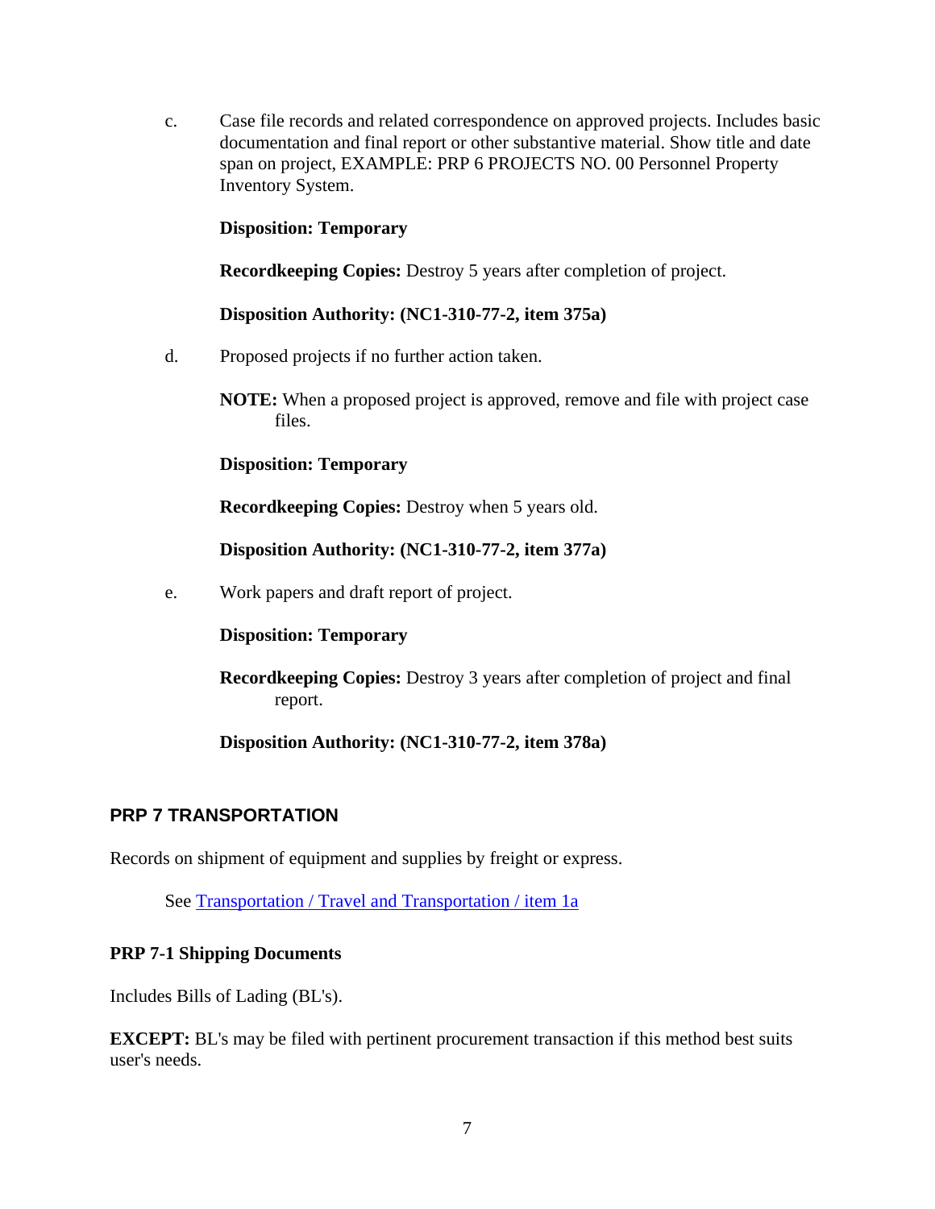c. Case file records and related correspondence on approved projects. Includes basic documentation and final report or other substantive material. Show title and date span on project, EXAMPLE: PRP 6 PROJECTS NO. 00 Personnel Property Inventory System.

**Disposition: Temporary**

**Recordkeeping Copies:** Destroy 5 years after completion of project.

**Disposition Authority: (NC1-310-77-2, item 375a)**

d. Proposed projects if no further action taken.

**NOTE:** When a proposed project is approved, remove and file with project case files.

**Disposition: Temporary**

**Recordkeeping Copies:** Destroy when 5 years old.

**Disposition Authority: (NC1-310-77-2, item 377a)**

e. Work papers and draft report of project.

**Disposition: Temporary**

**Recordkeeping Copies:** Destroy 3 years after completion of project and final report.

**Disposition Authority: (NC1-310-77-2, item 378a)**

## PRP 7 TRANSPORTATION

Records on shipment of equipment and supplies by freight or express.

See Transportation / Travel and Transportation / item 1a

### PRP 7-1 Shipping Documents

Includes Bills of Lading (BL's).

**EXCEPT:** BL's may be filed with pertinent procurement transaction if this method best suits user's needs.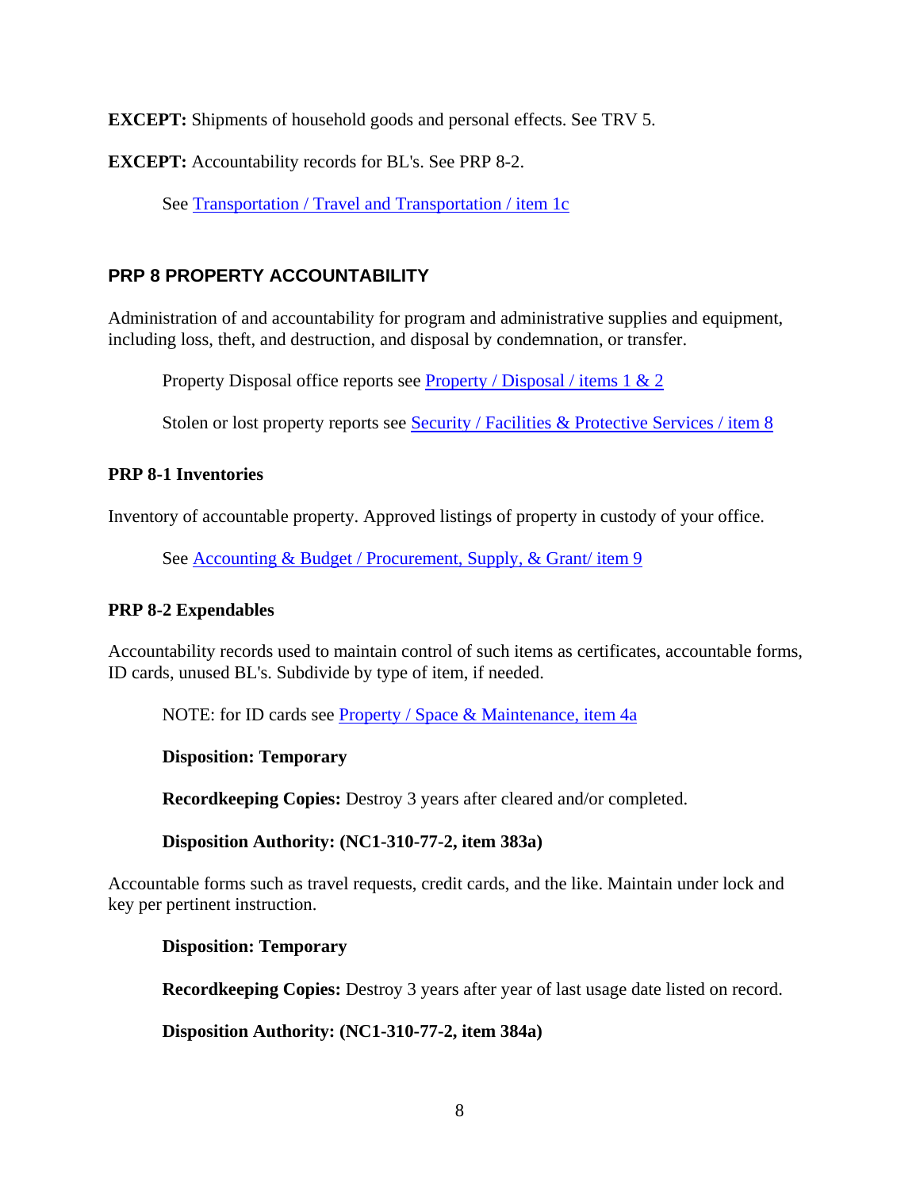**EXCEPT:** Shipments of household goods and personal effects. See TRV 5.

**EXCEPT:** Accountability records for BL's. See PRP 8-2.

See Transportation / Travel and Transportation / item 1c

## PRP 8 PROPERTY ACCOUNTABILITY

Administration of and accountability for program and administrative supplies and equipment, including loss, theft, and destruction, and disposal by condemnation, or transfer.

Property Disposal office reports see Property / Disposal / items 1 & 2

Stolen or lost property reports see Security / Facilities & Protective Services / item 8

### PRP 8-1 Inventories

Inventory of accountable property. Approved listings of property in custody of your office.

See Accounting & Budget / Procurement, Supply, & Grant/ item 9

### PRP 8-2 Expendables

Accountability records used to maintain control of such items as certificates, accountable forms, ID cards, unused BL's. Subdivide by type of item, if needed.

NOTE: for ID cards see Property / Space & Maintenance, item 4a

**Disposition: Temporary**

**Recordkeeping Copies:** Destroy 3 years after cleared and/or completed.

**Disposition Authority: (NC1-310-77-2, item 383a)**

Accountable forms such as travel requests, credit cards, and the like. Maintain under lock and key per pertinent instruction.

**Disposition: Temporary**

**Recordkeeping Copies:** Destroy 3 years after year of last usage date listed on record.

**Disposition Authority: (NC1-310-77-2, item 384a)**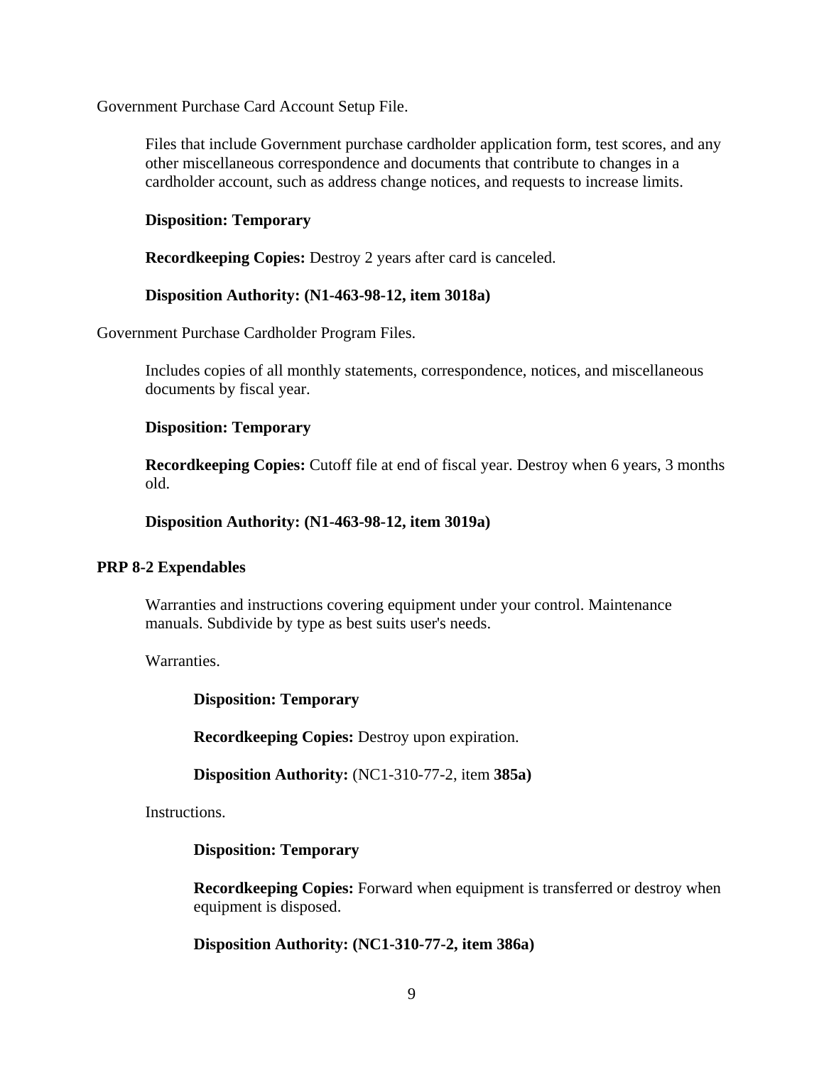Government Purchase Card Account Setup File.

Files that include Government purchase cardholder application form, test scores, and any other miscellaneous correspondence and documents that contribute to changes in a cardholder account, such as address change notices, and requests to increase limits.

**Disposition: Temporary**

**Recordkeeping Copies:** Destroy 2 years after card is canceled.

**Disposition Authority: (N1-463-98-12, item 3018a)**

Government Purchase Cardholder Program Files.

Includes copies of all monthly statements, correspondence, notices, and miscellaneous documents by fiscal year.

**Disposition: Temporary**

**Recordkeeping Copies:** Cutoff file at end of fiscal year. Destroy when 6 years, 3 months old.

**Disposition Authority: (N1-463-98-12, item 3019a)**

**PRP 8-2 Expendables**

Warranties and instructions covering equipment under your control. Maintenance manuals. Subdivide by type as best suits user's needs.

Warranties.

**Disposition: Temporary**

**Recordkeeping Copies:** Destroy upon expiration.

**Disposition Authority:** (NC1-310-77-2, item **385a)**

Instructions.

**Disposition: Temporary**

**Recordkeeping Copies:** Forward when equipment is transferred or destroy when equipment is disposed.

**Disposition Authority: (NC1-310-77-2, item 386a)**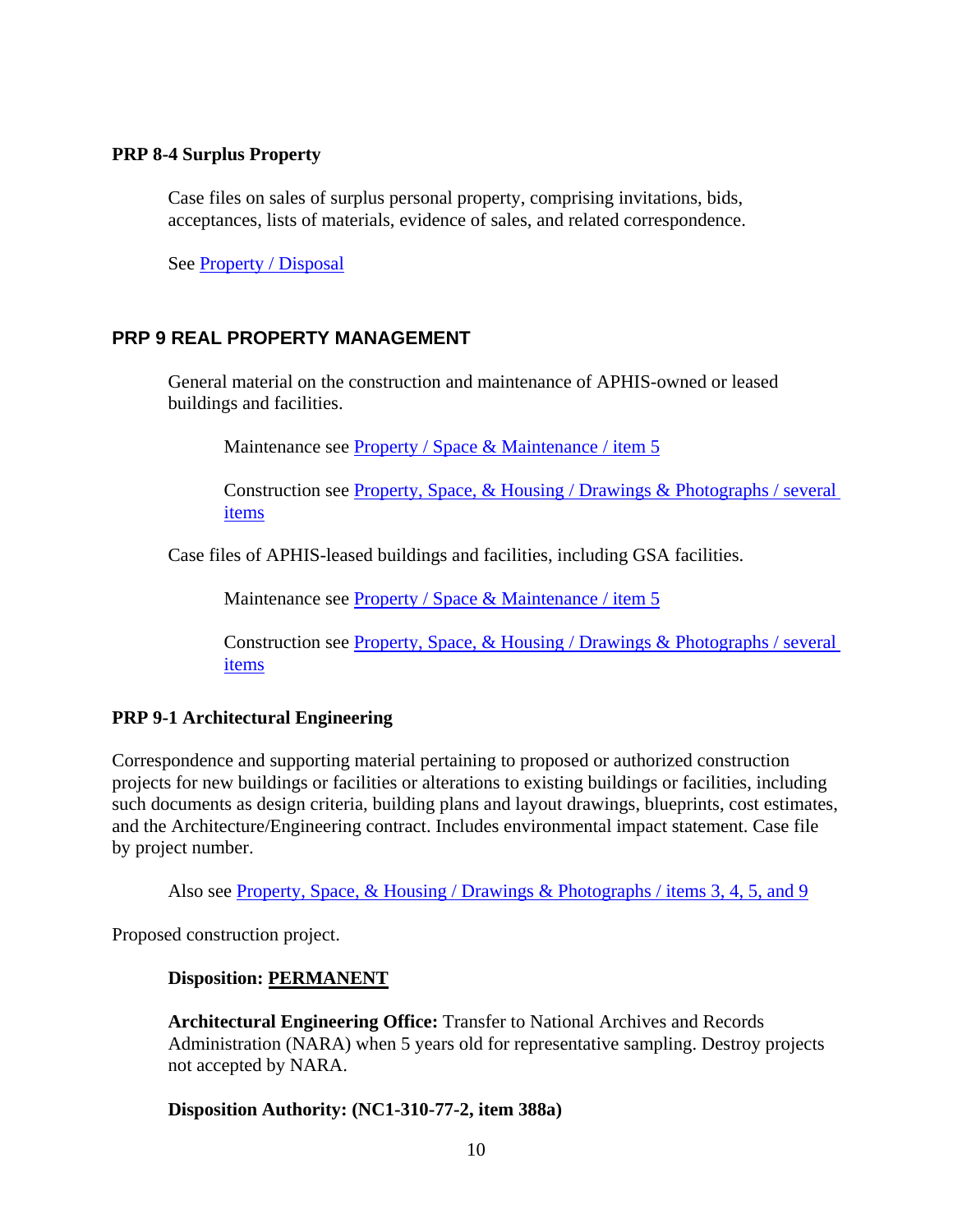### PRP 8-4 Surplus Property

Case files on sales of surplus personal property, comprising invitations, bids, acceptances, lists of materials, evidence of sales, and related correspondence.

See Property / Disposal

## PRP 9 REAL PROPERTY MANAGEMENT

General material on the construction and maintenance of APHIS-owned or leased buildings and facilities.

Maintenance see Property / Space & Maintenance / item 5

Construction see Property, Space, & Housing / Drawings & Photographs / several items

Case files of APHIS-leased buildings and facilities, including GSA facilities.

Maintenance see Property / Space & Maintenance / item 5

Construction see Property, Space, & Housing / Drawings & Photographs / several items

### PRP 9-1 Architectural Engineering

Correspondence and supporting material pertaining to proposed or authorized construction projects for new buildings or facilities or alterations to existing buildings or facilities, including such documents as design criteria, building plans and layout drawings, blueprints, cost estimates, and the Architecture/Engineering contract. Includes environmental impact statement. Case file by project number.

Also see Property, Space, & Housing / Drawings & Photographs / items 3, 4, 5, and 9

Proposed construction project.

**Disposition: PERMANENT**

**Architectural Engineering Office:** Transfer to National Archives and Records Administration (NARA) when 5 years old for representative sampling. Destroy projects not accepted by NARA.

**Disposition Authority: (NC1-310-77-2, item 388a)**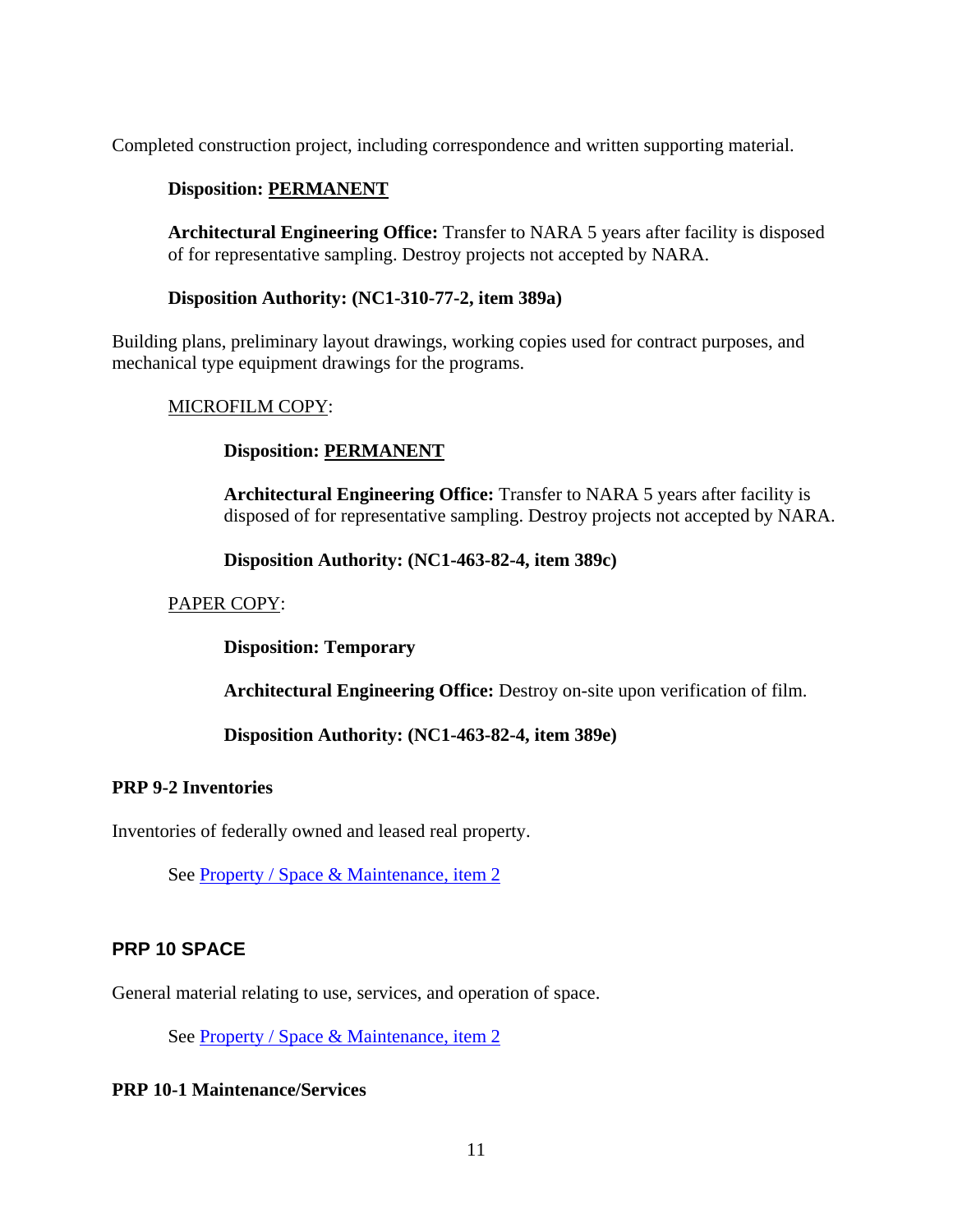Completed construction project, including correspondence and written supporting material.

**Disposition: PERMANENT**

**Architectural Engineering Office:** Transfer to NARA 5 years after facility is disposed of for representative sampling. Destroy projects not accepted by NARA.

**Disposition Authority: (NC1-310-77-2, item 389a)**

Building plans, preliminary layout drawings, working copies used for contract purposes, and mechanical type equipment drawings for the programs.

MICROFILM COPY:

**Disposition: PERMANENT**

**Architectural Engineering Office:** Transfer to NARA 5 years after facility is disposed of for representative sampling. Destroy projects not accepted by NARA.

**Disposition Authority: (NC1-463-82-4, item 389c)**

PAPER COPY:

**Disposition: Temporary**

**Architectural Engineering Office:** Destroy on-site upon verification of film.

**Disposition Authority: (NC1-463-82-4, item 389e)**

**PRP 9-2 Inventories**

Inventories of federally owned and leased real property.

See Property / Space & Maintenance, item 2

## PRP 10 SPACE

General material relating to use, services, and operation of space.

See Property / Space & Maintenance, item 2

**PRP 10-1 Maintenance/Services**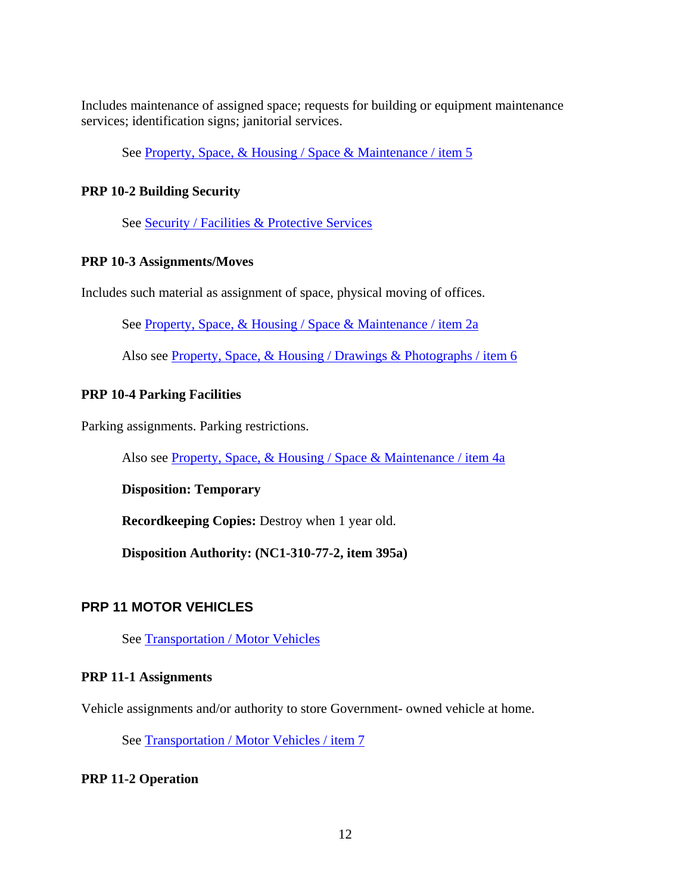Includes maintenance of assigned space; requests for building or equipment maintenance services; identification signs; janitorial services.

See Property, Space, & Housing / Space & Maintenance / item 5

### PRP 10-2 Building Security

See Security / Facilities & Protective Services

### PRP 10-3 Assignments/Moves

Includes such material as assignment of space, physical moving of offices.

See Property, Space, & Housing / Space & Maintenance / item 2a

Also see Property, Space, & Housing / Drawings & Photographs / item 6

### PRP 10-4 Parking Facilities

Parking assignments. Parking restrictions.

Also see Property, Space, & Housing / Space & Maintenance / item 4a

**Disposition: Temporary**

**Recordkeeping Copies:** Destroy when 1 year old.

**Disposition Authority: (NC1-310-77-2, item 395a)**

## PRP 11 MOTOR VEHICLES

See Transportation / Motor Vehicles

### PRP 11-1 Assignments

Vehicle assignments and/or authority to store Government- owned vehicle at home.

See Transportation / Motor Vehicles / item 7

### PRP 11-2 Operation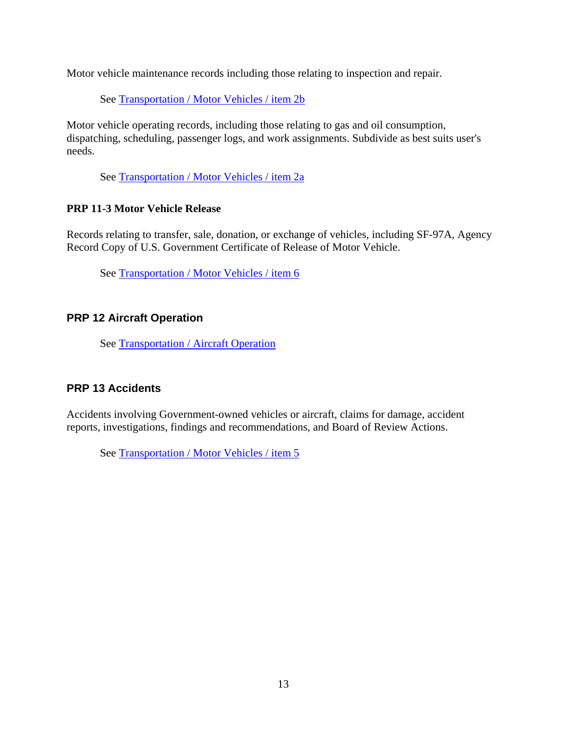Motor vehicle maintenance records including those relating to inspection and repair.

See Transportation / Motor Vehicles / item 2b

Motor vehicle operating records, including those relating to gas and oil consumption, dispatching, scheduling, passenger logs, and work assignments. Subdivide as best suits user's needs.

See Transportation / Motor Vehicles / item 2a

### PRP 11-3 Motor Vehicle Release

Records relating to transfer, sale, donation, or exchange of vehicles, including SF-97A, Agency Record Copy of U.S. Government Certificate of Release of Motor Vehicle.

See Transportation / Motor Vehicles / item 6

## PRP 12 Aircraft Operation

See Transportation / Aircraft Operation

## PRP 13 Accidents

Accidents involving Government-owned vehicles or aircraft, claims for damage, accident reports, investigations, findings and recommendations, and Board of Review Actions.

See Transportation / Motor Vehicles / item 5